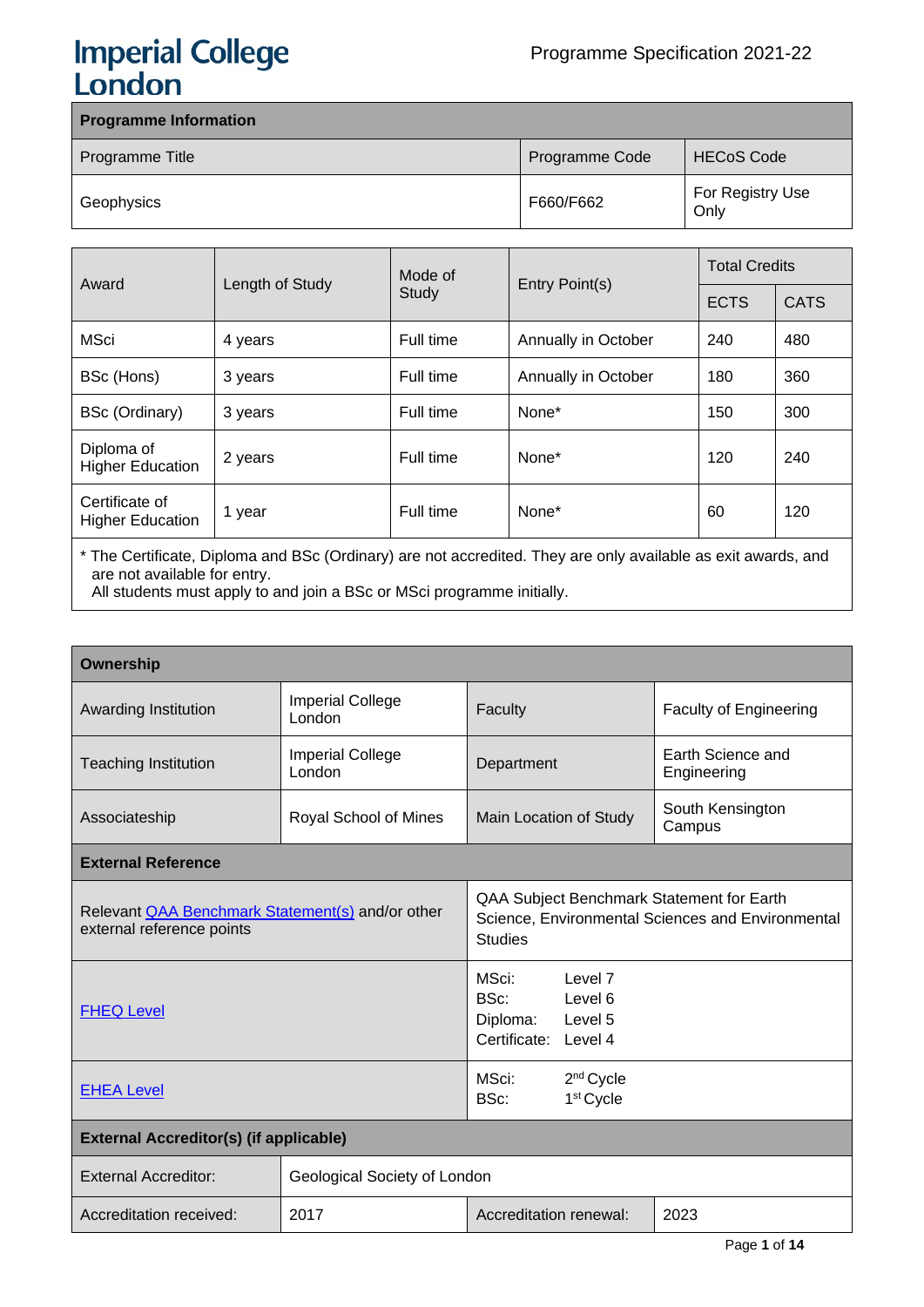# Imperial College London

Programme Specification 2021-22

| Programme Information | | |
|---|---|---|
| Programme Title | Programme Code | HECoS Code |
| Geophysics | F660/F662 | For Registry Use Only |

| Award | Length of Study | Mode of Study | Entry Point(s) | Total Credits | |
|---|---|---|---|---|---|
| | | | | ECTS | CATS |
| MSci | 4 years | Full time | Annually in October | 240 | 480 |
| BSc (Hons) | 3 years | Full time | Annually in October | 180 | 360 |
| BSc (Ordinary) | 3 years | Full time | None* | 150 | 300 |
| Diploma of Higher Education | 2 years | Full time | None* | 120 | 240 |
| Certificate of Higher Education | 1 year | Full time | None* | 60 | 120 |

\* The Certificate, Diploma and BSc (Ordinary) are not accredited. They are only available as exit awards, and are not available for entry.
All students must apply to and join a BSc or MSci programme initially.

| Ownership | | | |
|---|---|---|---|
| Awarding Institution | Imperial College London | Faculty | Faculty of Engineering |
| Teaching Institution | Imperial College London | Department | Earth Science and Engineering |
| Associateship | Royal School of Mines | Main Location of Study | South Kensington Campus |

| External Reference | |
|---|---|
| Relevant QAA Benchmark Statement(s) and/or other external reference points | QAA Subject Benchmark Statement for Earth Science, Environmental Sciences and Environmental Studies |
| FHEQ Level | MSci: Level 7<br>BSc: Level 6<br>Diploma: Level 5<br>Certificate: Level 4 |
| EHEA Level | MSci: 2nd Cycle<br>BSc: 1st Cycle |

| External Accreditor(s) (if applicable) | | | |
|---|---|---|---|
| External Accreditor: | Geological Society of London | | |
| Accreditation received: | 2017 | Accreditation renewal: | 2023 |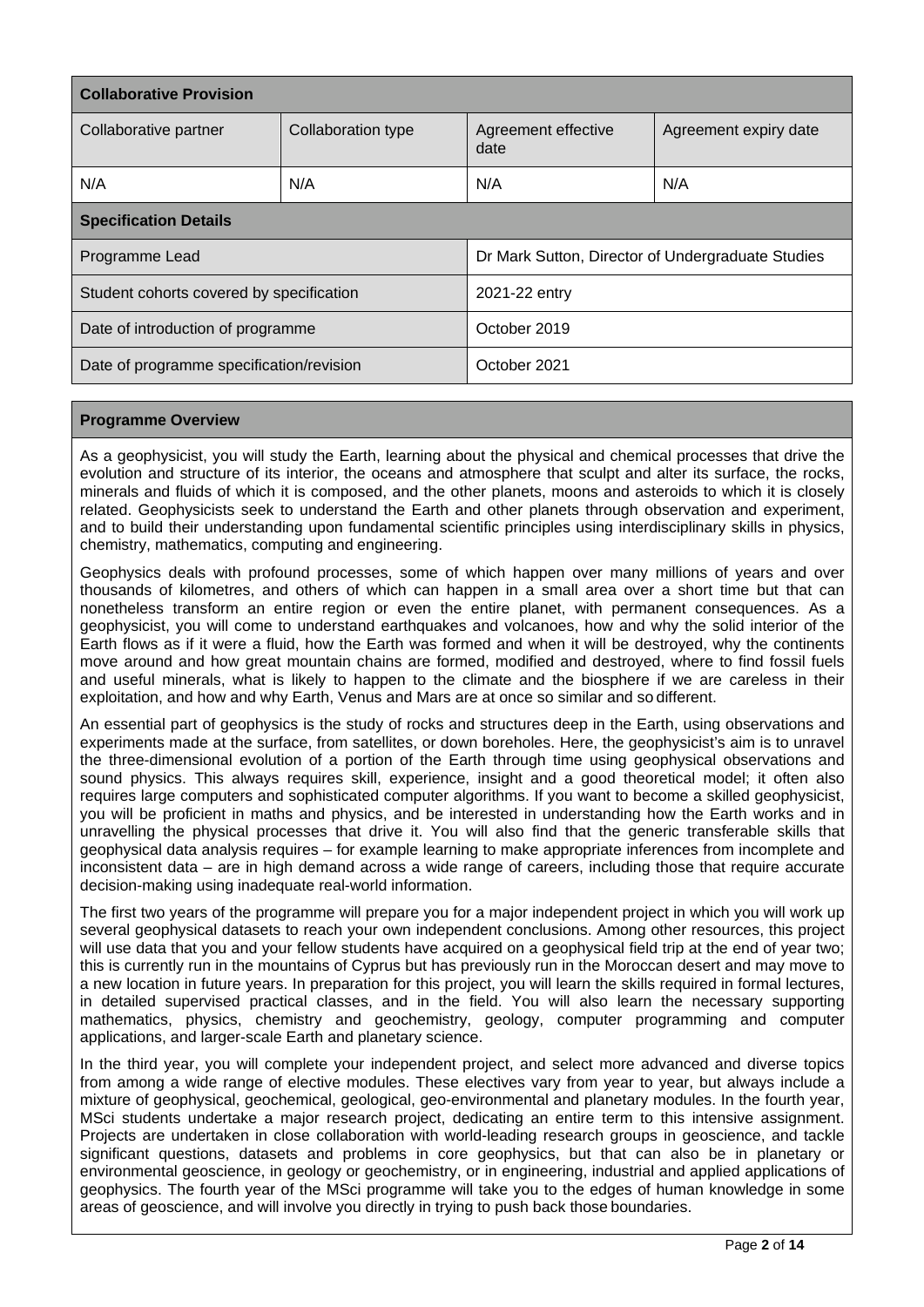| Collaborative Provision | | | |
|---|---|---|---|
| Collaborative partner | Collaboration type | Agreement effective date | Agreement expiry date |
| N/A | N/A | N/A | N/A |

| Specification Details | |
|---|---|
| Programme Lead | Dr Mark Sutton, Director of Undergraduate Studies |
| Student cohorts covered by specification | 2021-22 entry |
| Date of introduction of programme | October 2019 |
| Date of programme specification/revision | October 2021 |

## Programme Overview

As a geophysicist, you will study the Earth, learning about the physical and chemical processes that drive the evolution and structure of its interior, the oceans and atmosphere that sculpt and alter its surface, the rocks, minerals and fluids of which it is composed, and the other planets, moons and asteroids to which it is closely related. Geophysicists seek to understand the Earth and other planets through observation and experiment, and to build their understanding upon fundamental scientific principles using interdisciplinary skills in physics, chemistry, mathematics, computing and engineering.

Geophysics deals with profound processes, some of which happen over many millions of years and over thousands of kilometres, and others of which can happen in a small area over a short time but that can nonetheless transform an entire region or even the entire planet, with permanent consequences. As a geophysicist, you will come to understand earthquakes and volcanoes, how and why the solid interior of the Earth flows as if it were a fluid, how the Earth was formed and when it will be destroyed, why the continents move around and how great mountain chains are formed, modified and destroyed, where to find fossil fuels and useful minerals, what is likely to happen to the climate and the biosphere if we are careless in their exploitation, and how and why Earth, Venus and Mars are at once so similar and so different.

An essential part of geophysics is the study of rocks and structures deep in the Earth, using observations and experiments made at the surface, from satellites, or down boreholes. Here, the geophysicist's aim is to unravel the three-dimensional evolution of a portion of the Earth through time using geophysical observations and sound physics. This always requires skill, experience, insight and a good theoretical model; it often also requires large computers and sophisticated computer algorithms. If you want to become a skilled geophysicist, you will be proficient in maths and physics, and be interested in understanding how the Earth works and in unravelling the physical processes that drive it. You will also find that the generic transferable skills that geophysical data analysis requires – for example learning to make appropriate inferences from incomplete and inconsistent data – are in high demand across a wide range of careers, including those that require accurate decision-making using inadequate real-world information.

The first two years of the programme will prepare you for a major independent project in which you will work up several geophysical datasets to reach your own independent conclusions. Among other resources, this project will use data that you and your fellow students have acquired on a geophysical field trip at the end of year two; this is currently run in the mountains of Cyprus but has previously run in the Moroccan desert and may move to a new location in future years. In preparation for this project, you will learn the skills required in formal lectures, in detailed supervised practical classes, and in the field. You will also learn the necessary supporting mathematics, physics, chemistry and geochemistry, geology, computer programming and computer applications, and larger-scale Earth and planetary science.

In the third year, you will complete your independent project, and select more advanced and diverse topics from among a wide range of elective modules. These electives vary from year to year, but always include a mixture of geophysical, geochemical, geological, geo-environmental and planetary modules. In the fourth year, MSci students undertake a major research project, dedicating an entire term to this intensive assignment. Projects are undertaken in close collaboration with world-leading research groups in geoscience, and tackle significant questions, datasets and problems in core geophysics, but that can also be in planetary or environmental geoscience, in geology or geochemistry, or in engineering, industrial and applied applications of geophysics. The fourth year of the MSci programme will take you to the edges of human knowledge in some areas of geoscience, and will involve you directly in trying to push back those boundaries.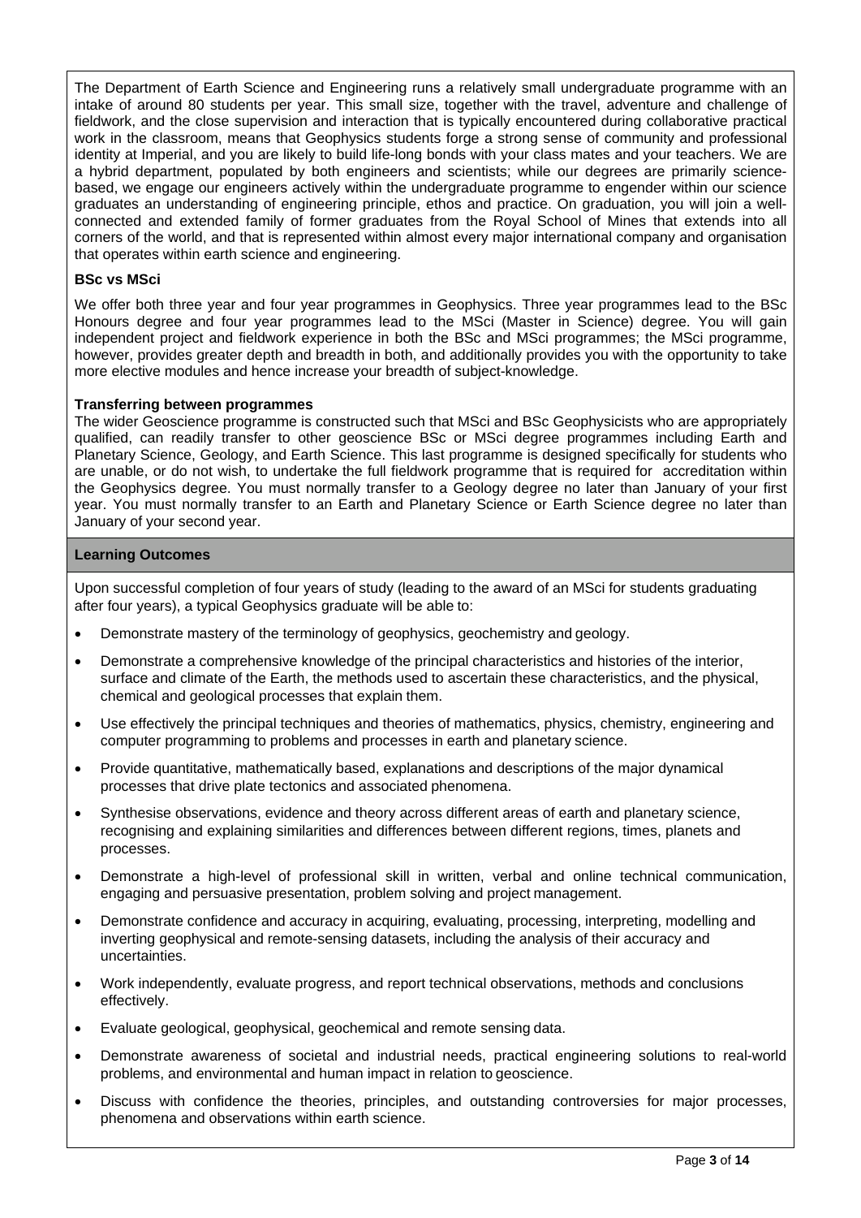The Department of Earth Science and Engineering runs a relatively small undergraduate programme with an intake of around 80 students per year. This small size, together with the travel, adventure and challenge of fieldwork, and the close supervision and interaction that is typically encountered during collaborative practical work in the classroom, means that Geophysics students forge a strong sense of community and professional identity at Imperial, and you are likely to build life-long bonds with your class mates and your teachers. We are a hybrid department, populated by both engineers and scientists; while our degrees are primarily science-based, we engage our engineers actively within the undergraduate programme to engender within our science graduates an understanding of engineering principle, ethos and practice. On graduation, you will join a well-connected and extended family of former graduates from the Royal School of Mines that extends into all corners of the world, and that is represented within almost every major international company and organisation that operates within earth science and engineering.

**BSc vs MSci**

We offer both three year and four year programmes in Geophysics. Three year programmes lead to the BSc Honours degree and four year programmes lead to the MSci (Master in Science) degree. You will gain independent project and fieldwork experience in both the BSc and MSci programmes; the MSci programme, however, provides greater depth and breadth in both, and additionally provides you with the opportunity to take more elective modules and hence increase your breadth of subject-knowledge.

**Transferring between programmes**

The wider Geoscience programme is constructed such that MSci and BSc Geophysicists who are appropriately qualified, can readily transfer to other geoscience BSc or MSci degree programmes including Earth and Planetary Science, Geology, and Earth Science. This last programme is designed specifically for students who are unable, or do not wish, to undertake the full fieldwork programme that is required for accreditation within the Geophysics degree. You must normally transfer to a Geology degree no later than January of your first year. You must normally transfer to an Earth and Planetary Science or Earth Science degree no later than January of your second year.

## Learning Outcomes

Upon successful completion of four years of study (leading to the award of an MSci for students graduating after four years), a typical Geophysics graduate will be able to:

- Demonstrate mastery of the terminology of geophysics, geochemistry and geology.
- Demonstrate a comprehensive knowledge of the principal characteristics and histories of the interior, surface and climate of the Earth, the methods used to ascertain these characteristics, and the physical, chemical and geological processes that explain them.
- Use effectively the principal techniques and theories of mathematics, physics, chemistry, engineering and computer programming to problems and processes in earth and planetary science.
- Provide quantitative, mathematically based, explanations and descriptions of the major dynamical processes that drive plate tectonics and associated phenomena.
- Synthesise observations, evidence and theory across different areas of earth and planetary science, recognising and explaining similarities and differences between different regions, times, planets and processes.
- Demonstrate a high-level of professional skill in written, verbal and online technical communication, engaging and persuasive presentation, problem solving and project management.
- Demonstrate confidence and accuracy in acquiring, evaluating, processing, interpreting, modelling and inverting geophysical and remote-sensing datasets, including the analysis of their accuracy and uncertainties.
- Work independently, evaluate progress, and report technical observations, methods and conclusions effectively.
- Evaluate geological, geophysical, geochemical and remote sensing data.
- Demonstrate awareness of societal and industrial needs, practical engineering solutions to real-world problems, and environmental and human impact in relation to geoscience.
- Discuss with confidence the theories, principles, and outstanding controversies for major processes, phenomena and observations within earth science.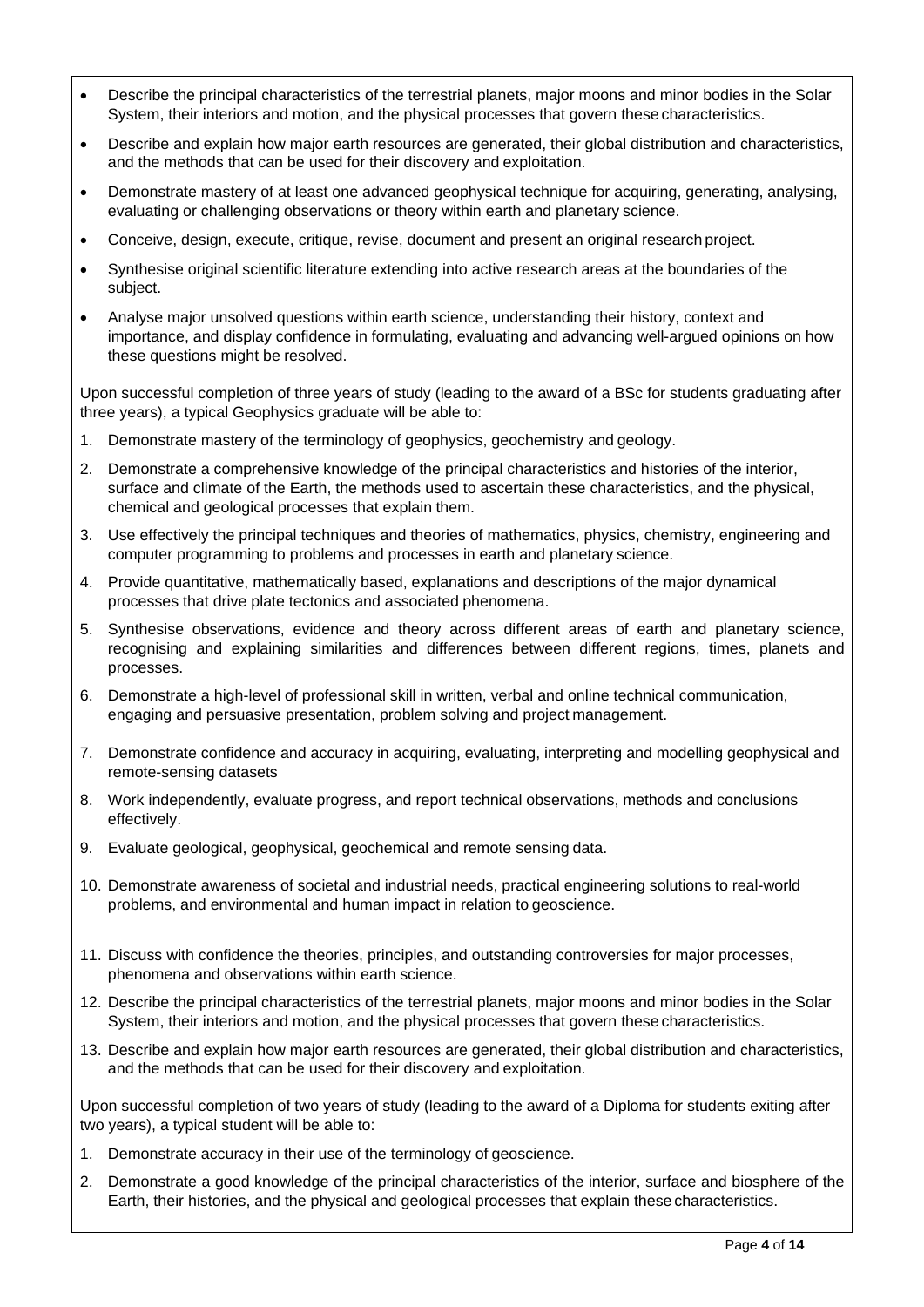- Describe the principal characteristics of the terrestrial planets, major moons and minor bodies in the Solar System, their interiors and motion, and the physical processes that govern these characteristics.
- Describe and explain how major earth resources are generated, their global distribution and characteristics, and the methods that can be used for their discovery and exploitation.
- Demonstrate mastery of at least one advanced geophysical technique for acquiring, generating, analysing, evaluating or challenging observations or theory within earth and planetary science.
- Conceive, design, execute, critique, revise, document and present an original research project.
- Synthesise original scientific literature extending into active research areas at the boundaries of the subject.
- Analyse major unsolved questions within earth science, understanding their history, context and importance, and display confidence in formulating, evaluating and advancing well-argued opinions on how these questions might be resolved.

Upon successful completion of three years of study (leading to the award of a BSc for students graduating after three years), a typical Geophysics graduate will be able to:

1. Demonstrate mastery of the terminology of geophysics, geochemistry and geology.
2. Demonstrate a comprehensive knowledge of the principal characteristics and histories of the interior, surface and climate of the Earth, the methods used to ascertain these characteristics, and the physical, chemical and geological processes that explain them.
3. Use effectively the principal techniques and theories of mathematics, physics, chemistry, engineering and computer programming to problems and processes in earth and planetary science.
4. Provide quantitative, mathematically based, explanations and descriptions of the major dynamical processes that drive plate tectonics and associated phenomena.
5. Synthesise observations, evidence and theory across different areas of earth and planetary science, recognising and explaining similarities and differences between different regions, times, planets and processes.
6. Demonstrate a high-level of professional skill in written, verbal and online technical communication, engaging and persuasive presentation, problem solving and project management.
7. Demonstrate confidence and accuracy in acquiring, evaluating, interpreting and modelling geophysical and remote-sensing datasets
8. Work independently, evaluate progress, and report technical observations, methods and conclusions effectively.
9. Evaluate geological, geophysical, geochemical and remote sensing data.
10. Demonstrate awareness of societal and industrial needs, practical engineering solutions to real-world problems, and environmental and human impact in relation to geoscience.
11. Discuss with confidence the theories, principles, and outstanding controversies for major processes, phenomena and observations within earth science.
12. Describe the principal characteristics of the terrestrial planets, major moons and minor bodies in the Solar System, their interiors and motion, and the physical processes that govern these characteristics.
13. Describe and explain how major earth resources are generated, their global distribution and characteristics, and the methods that can be used for their discovery and exploitation.

Upon successful completion of two years of study (leading to the award of a Diploma for students exiting after two years), a typical student will be able to:

1. Demonstrate accuracy in their use of the terminology of geoscience.
2. Demonstrate a good knowledge of the principal characteristics of the interior, surface and biosphere of the Earth, their histories, and the physical and geological processes that explain these characteristics.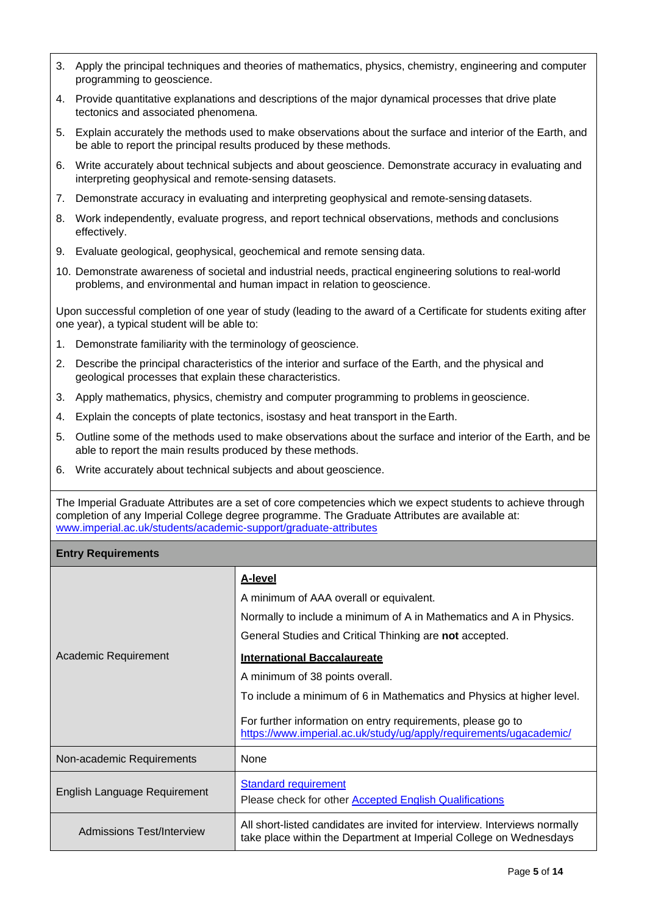3. Apply the principal techniques and theories of mathematics, physics, chemistry, engineering and computer programming to geoscience.
4. Provide quantitative explanations and descriptions of the major dynamical processes that drive plate tectonics and associated phenomena.
5. Explain accurately the methods used to make observations about the surface and interior of the Earth, and be able to report the principal results produced by these methods.
6. Write accurately about technical subjects and about geoscience. Demonstrate accuracy in evaluating and interpreting geophysical and remote-sensing datasets.
7. Demonstrate accuracy in evaluating and interpreting geophysical and remote-sensing datasets.
8. Work independently, evaluate progress, and report technical observations, methods and conclusions effectively.
9. Evaluate geological, geophysical, geochemical and remote sensing data.
10. Demonstrate awareness of societal and industrial needs, practical engineering solutions to real-world problems, and environmental and human impact in relation to geoscience.

Upon successful completion of one year of study (leading to the award of a Certificate for students exiting after one year), a typical student will be able to:

1. Demonstrate familiarity with the terminology of geoscience.
2. Describe the principal characteristics of the interior and surface of the Earth, and the physical and geological processes that explain these characteristics.
3. Apply mathematics, physics, chemistry and computer programming to problems in geoscience.
4. Explain the concepts of plate tectonics, isostasy and heat transport in the Earth.
5. Outline some of the methods used to make observations about the surface and interior of the Earth, and be able to report the main results produced by these methods.
6. Write accurately about technical subjects and about geoscience.

The Imperial Graduate Attributes are a set of core competencies which we expect students to achieve through completion of any Imperial College degree programme. The Graduate Attributes are available at: [www.imperial.ac.uk/students/academic-support/graduate-attributes](www.imperial.ac.uk/students/academic-support/graduate-attributes)

| Entry Requirements | |
|---|---|
| Academic Requirement | **A-level**<br>A minimum of AAA overall or equivalent.<br>Normally to include a minimum of A in Mathematics and A in Physics.<br>General Studies and Critical Thinking are **not** accepted.<br>**International Baccalaureate**<br>A minimum of 38 points overall.<br>To include a minimum of 6 in Mathematics and Physics at higher level.<br>For further information on entry requirements, please go to [https://www.imperial.ac.uk/study/ug/apply/requirements/ugacademic/](https://www.imperial.ac.uk/study/ug/apply/requirements/ugacademic/) |
| Non-academic Requirements | None |
| English Language Requirement | Standard requirement<br>Please check for other Accepted English Qualifications |
| Admissions Test/Interview | All short-listed candidates are invited for interview. Interviews normally take place within the Department at Imperial College on Wednesdays |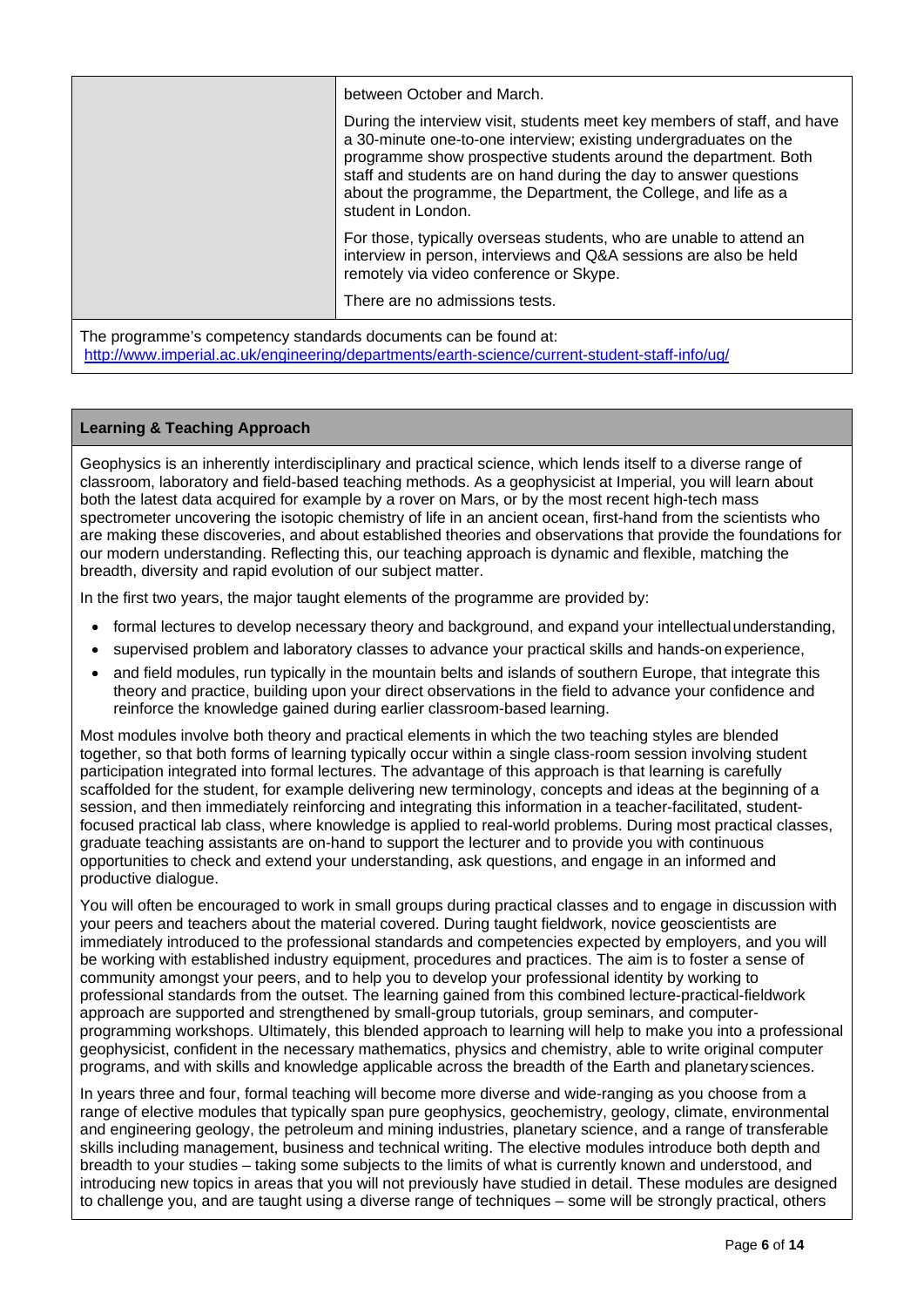| | between October and March.<br><br>During the interview visit, students meet key members of staff, and have a 30-minute one-to-one interview; existing undergraduates on the programme show prospective students around the department. Both staff and students are on hand during the day to answer questions about the programme, the Department, the College, and life as a student in London.<br><br>For those, typically overseas students, who are unable to attend an interview in person, interviews and Q&A sessions are also be held remotely via video conference or Skype.<br><br>There are no admissions tests. |
|---|---|

The programme's competency standards documents can be found at:
http://www.imperial.ac.uk/engineering/departments/earth-science/current-student-staff-info/ug/

**Learning & Teaching Approach**

Geophysics is an inherently interdisciplinary and practical science, which lends itself to a diverse range of classroom, laboratory and field-based teaching methods. As a geophysicist at Imperial, you will learn about both the latest data acquired for example by a rover on Mars, or by the most recent high-tech mass spectrometer uncovering the isotopic chemistry of life in an ancient ocean, first-hand from the scientists who are making these discoveries, and about established theories and observations that provide the foundations for our modern understanding. Reflecting this, our teaching approach is dynamic and flexible, matching the breadth, diversity and rapid evolution of our subject matter.

In the first two years, the major taught elements of the programme are provided by:

- formal lectures to develop necessary theory and background, and expand your intellectual understanding,
- supervised problem and laboratory classes to advance your practical skills and hands-on experience,
- and field modules, run typically in the mountain belts and islands of southern Europe, that integrate this theory and practice, building upon your direct observations in the field to advance your confidence and reinforce the knowledge gained during earlier classroom-based learning.

Most modules involve both theory and practical elements in which the two teaching styles are blended together, so that both forms of learning typically occur within a single class-room session involving student participation integrated into formal lectures. The advantage of this approach is that learning is carefully scaffolded for the student, for example delivering new terminology, concepts and ideas at the beginning of a session, and then immediately reinforcing and integrating this information in a teacher-facilitated, student-focused practical lab class, where knowledge is applied to real-world problems. During most practical classes, graduate teaching assistants are on-hand to support the lecturer and to provide you with continuous opportunities to check and extend your understanding, ask questions, and engage in an informed and productive dialogue.

You will often be encouraged to work in small groups during practical classes and to engage in discussion with your peers and teachers about the material covered. During taught fieldwork, novice geoscientists are immediately introduced to the professional standards and competencies expected by employers, and you will be working with established industry equipment, procedures and practices. The aim is to foster a sense of community amongst your peers, and to help you to develop your professional identity by working to professional standards from the outset. The learning gained from this combined lecture-practical-fieldwork approach are supported and strengthened by small-group tutorials, group seminars, and computer-programming workshops. Ultimately, this blended approach to learning will help to make you into a professional geophysicist, confident in the necessary mathematics, physics and chemistry, able to write original computer programs, and with skills and knowledge applicable across the breadth of the Earth and planetary sciences.

In years three and four, formal teaching will become more diverse and wide-ranging as you choose from a range of elective modules that typically span pure geophysics, geochemistry, geology, climate, environmental and engineering geology, the petroleum and mining industries, planetary science, and a range of transferable skills including management, business and technical writing. The elective modules introduce both depth and breadth to your studies – taking some subjects to the limits of what is currently known and understood, and introducing new topics in areas that you will not previously have studied in detail. These modules are designed to challenge you, and are taught using a diverse range of techniques – some will be strongly practical, others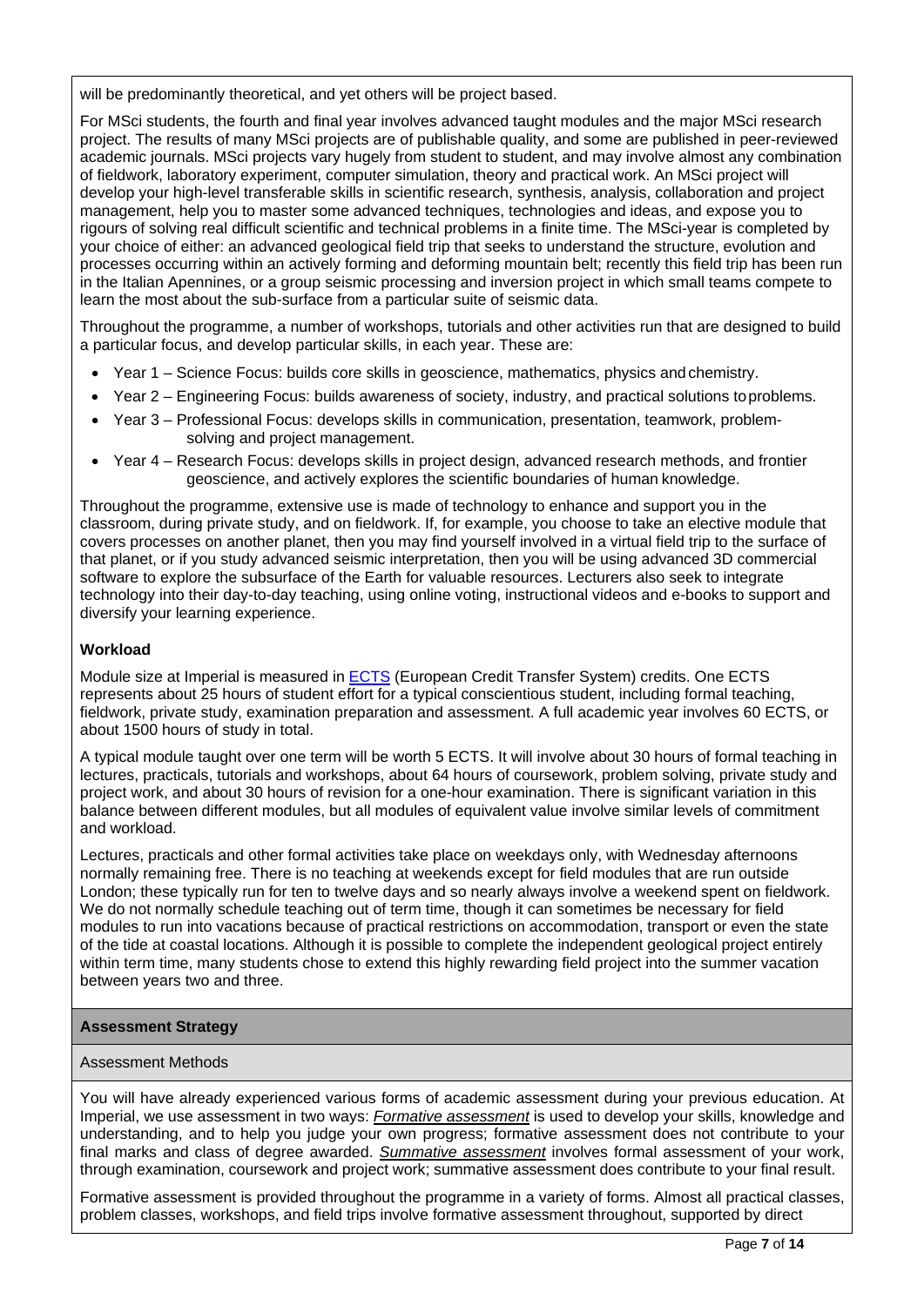will be predominantly theoretical, and yet others will be project based.

For MSci students, the fourth and final year involves advanced taught modules and the major MSci research project. The results of many MSci projects are of publishable quality, and some are published in peer-reviewed academic journals. MSci projects vary hugely from student to student, and may involve almost any combination of fieldwork, laboratory experiment, computer simulation, theory and practical work. An MSci project will develop your high-level transferable skills in scientific research, synthesis, analysis, collaboration and project management, help you to master some advanced techniques, technologies and ideas, and expose you to rigours of solving real difficult scientific and technical problems in a finite time. The MSci-year is completed by your choice of either: an advanced geological field trip that seeks to understand the structure, evolution and processes occurring within an actively forming and deforming mountain belt; recently this field trip has been run in the Italian Apennines, or a group seismic processing and inversion project in which small teams compete to learn the most about the sub-surface from a particular suite of seismic data.

Throughout the programme, a number of workshops, tutorials and other activities run that are designed to build a particular focus, and develop particular skills, in each year. These are:

- Year 1 – Science Focus: builds core skills in geoscience, mathematics, physics and chemistry.
- Year 2 – Engineering Focus: builds awareness of society, industry, and practical solutions to problems.
- Year 3 – Professional Focus: develops skills in communication, presentation, teamwork, problem-solving and project management.
- Year 4 – Research Focus: develops skills in project design, advanced research methods, and frontier geoscience, and actively explores the scientific boundaries of human knowledge.

Throughout the programme, extensive use is made of technology to enhance and support you in the classroom, during private study, and on fieldwork. If, for example, you choose to take an elective module that covers processes on another planet, then you may find yourself involved in a virtual field trip to the surface of that planet, or if you study advanced seismic interpretation, then you will be using advanced 3D commercial software to explore the subsurface of the Earth for valuable resources. Lecturers also seek to integrate technology into their day-to-day teaching, using online voting, instructional videos and e-books to support and diversify your learning experience.

**Workload**

Module size at Imperial is measured in ECTS (European Credit Transfer System) credits. One ECTS represents about 25 hours of student effort for a typical conscientious student, including formal teaching, fieldwork, private study, examination preparation and assessment. A full academic year involves 60 ECTS, or about 1500 hours of study in total.

A typical module taught over one term will be worth 5 ECTS. It will involve about 30 hours of formal teaching in lectures, practicals, tutorials and workshops, about 64 hours of coursework, problem solving, private study and project work, and about 30 hours of revision for a one-hour examination. There is significant variation in this balance between different modules, but all modules of equivalent value involve similar levels of commitment and workload.

Lectures, practicals and other formal activities take place on weekdays only, with Wednesday afternoons normally remaining free. There is no teaching at weekends except for field modules that are run outside London; these typically run for ten to twelve days and so nearly always involve a weekend spent on fieldwork. We do not normally schedule teaching out of term time, though it can sometimes be necessary for field modules to run into vacations because of practical restrictions on accommodation, transport or even the state of the tide at coastal locations. Although it is possible to complete the independent geological project entirely within term time, many students chose to extend this highly rewarding field project into the summer vacation between years two and three.

## Assessment Strategy

### Assessment Methods

You will have already experienced various forms of academic assessment during your previous education. At Imperial, we use assessment in two ways: ***Formative assessment*** is used to develop your skills, knowledge and understanding, and to help you judge your own progress; formative assessment does not contribute to your final marks and class of degree awarded. ***Summative assessment*** involves formal assessment of your work, through examination, coursework and project work; summative assessment does contribute to your final result.

Formative assessment is provided throughout the programme in a variety of forms. Almost all practical classes, problem classes, workshops, and field trips involve formative assessment throughout, supported by direct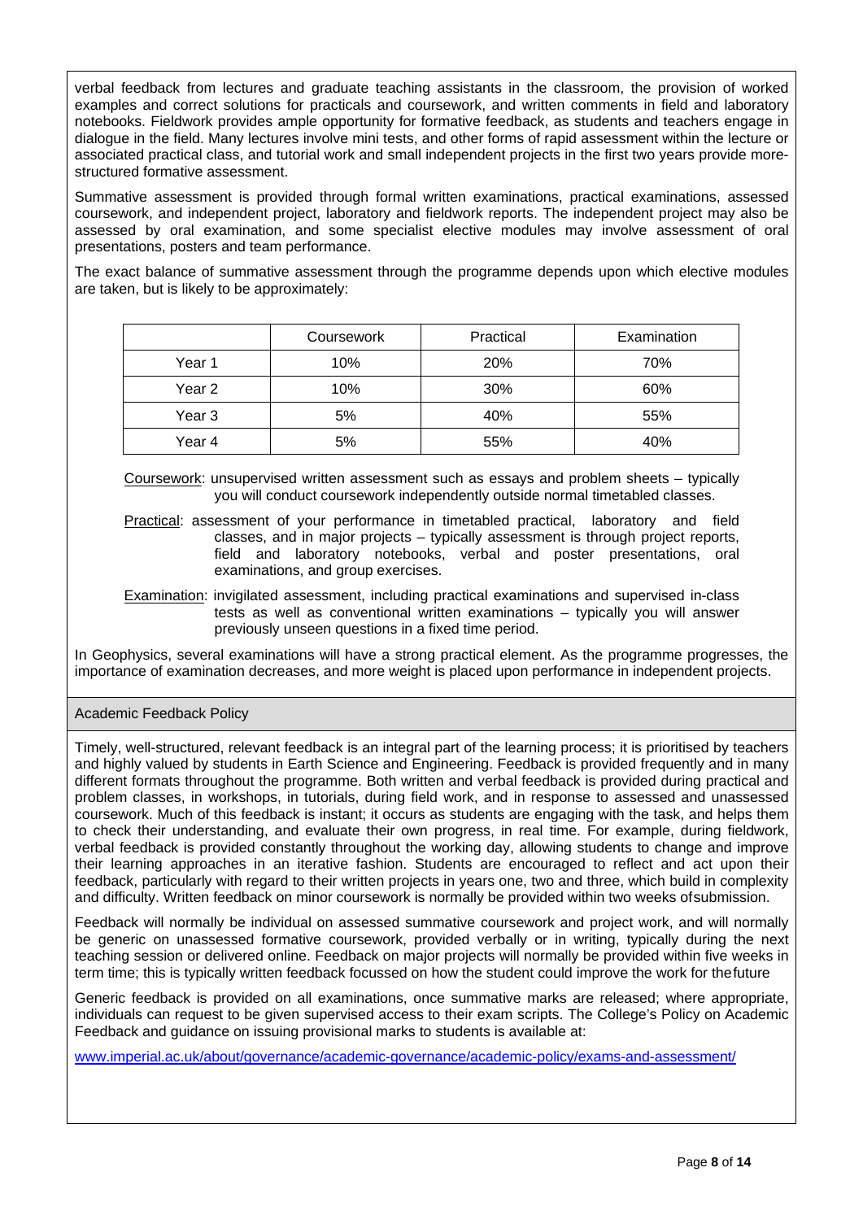verbal feedback from lectures and graduate teaching assistants in the classroom, the provision of worked examples and correct solutions for practicals and coursework, and written comments in field and laboratory notebooks. Fieldwork provides ample opportunity for formative feedback, as students and teachers engage in dialogue in the field. Many lectures involve mini tests, and other forms of rapid assessment within the lecture or associated practical class, and tutorial work and small independent projects in the first two years provide more-structured formative assessment.

Summative assessment is provided through formal written examinations, practical examinations, assessed coursework, and independent project, laboratory and fieldwork reports. The independent project may also be assessed by oral examination, and some specialist elective modules may involve assessment of oral presentations, posters and team performance.

The exact balance of summative assessment through the programme depends upon which elective modules are taken, but is likely to be approximately:

| | Coursework | Practical | Examination |
|---|---|---|---|
| Year 1 | 10% | 20% | 70% |
| Year 2 | 10% | 30% | 60% |
| Year 3 | 5% | 40% | 55% |
| Year 4 | 5% | 55% | 40% |

Coursework: unsupervised written assessment such as essays and problem sheets – typically you will conduct coursework independently outside normal timetabled classes.

Practical: assessment of your performance in timetabled practical, laboratory and field classes, and in major projects – typically assessment is through project reports, field and laboratory notebooks, verbal and poster presentations, oral examinations, and group exercises.

Examination: invigilated assessment, including practical examinations and supervised in-class tests as well as conventional written examinations – typically you will answer previously unseen questions in a fixed time period.

In Geophysics, several examinations will have a strong practical element. As the programme progresses, the importance of examination decreases, and more weight is placed upon performance in independent projects.

## Academic Feedback Policy

Timely, well-structured, relevant feedback is an integral part of the learning process; it is prioritised by teachers and highly valued by students in Earth Science and Engineering. Feedback is provided frequently and in many different formats throughout the programme. Both written and verbal feedback is provided during practical and problem classes, in workshops, in tutorials, during field work, and in response to assessed and unassessed coursework. Much of this feedback is instant; it occurs as students are engaging with the task, and helps them to check their understanding, and evaluate their own progress, in real time. For example, during fieldwork, verbal feedback is provided constantly throughout the working day, allowing students to change and improve their learning approaches in an iterative fashion. Students are encouraged to reflect and act upon their feedback, particularly with regard to their written projects in years one, two and three, which build in complexity and difficulty. Written feedback on minor coursework is normally be provided within two weeks ofsubmission.

Feedback will normally be individual on assessed summative coursework and project work, and will normally be generic on unassessed formative coursework, provided verbally or in writing, typically during the next teaching session or delivered online. Feedback on major projects will normally be provided within five weeks in term time; this is typically written feedback focussed on how the student could improve the work for thefuture

Generic feedback is provided on all examinations, once summative marks are released; where appropriate, individuals can request to be given supervised access to their exam scripts. The College's Policy on Academic Feedback and guidance on issuing provisional marks to students is available at:

[www.imperial.ac.uk/about/governance/academic-governance/academic-policy/exams-and-assessment/](http://www.imperial.ac.uk/about/governance/academic-governance/academic-policy/exams-and-assessment/)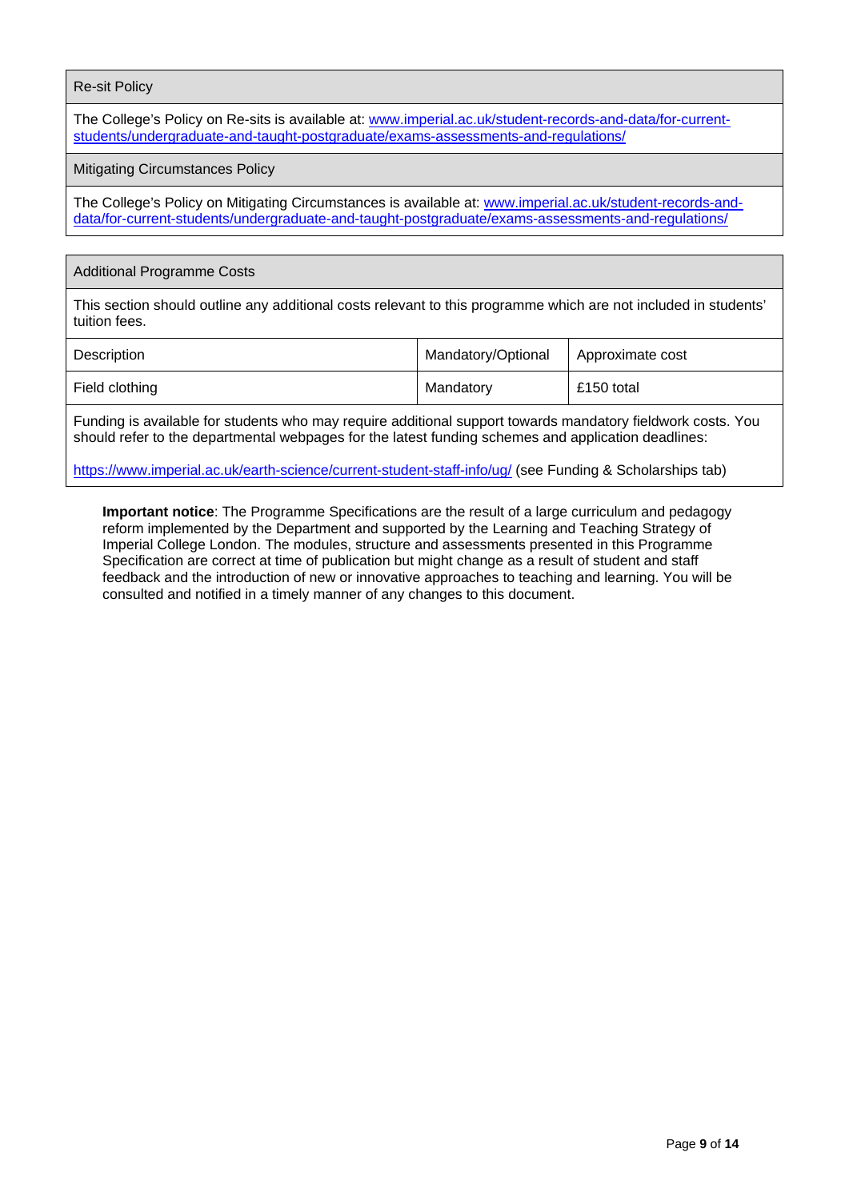| Re-sit Policy |
|---|
| The College's Policy on Re-sits is available at: [www.imperial.ac.uk/student-records-and-data/for-current-students/undergraduate-and-taught-postgraduate/exams-assessments-and-regulations/](www.imperial.ac.uk/student-records-and-data/for-current-students/undergraduate-and-taught-postgraduate/exams-assessments-and-regulations/) |
| Mitigating Circumstances Policy |
| The College's Policy on Mitigating Circumstances is available at: [www.imperial.ac.uk/student-records-and-data/for-current-students/undergraduate-and-taught-postgraduate/exams-assessments-and-regulations/](www.imperial.ac.uk/student-records-and-data/for-current-students/undergraduate-and-taught-postgraduate/exams-assessments-and-regulations/) |

| Additional Programme Costs | | |
|---|---|---|
| This section should outline any additional costs relevant to this programme which are not included in students' tuition fees. | | |
| Description | Mandatory/Optional | Approximate cost |
| Field clothing | Mandatory | £150 total |
| Funding is available for students who may require additional support towards mandatory fieldwork costs. You should refer to the departmental webpages for the latest funding schemes and application deadlines: [https://www.imperial.ac.uk/earth-science/current-student-staff-info/ug/](https://www.imperial.ac.uk/earth-science/current-student-staff-info/ug/) (see Funding & Scholarships tab) | | |

**Important notice**: The Programme Specifications are the result of a large curriculum and pedagogy reform implemented by the Department and supported by the Learning and Teaching Strategy of Imperial College London. The modules, structure and assessments presented in this Programme Specification are correct at time of publication but might change as a result of student and staff feedback and the introduction of new or innovative approaches to teaching and learning. You will be consulted and notified in a timely manner of any changes to this document.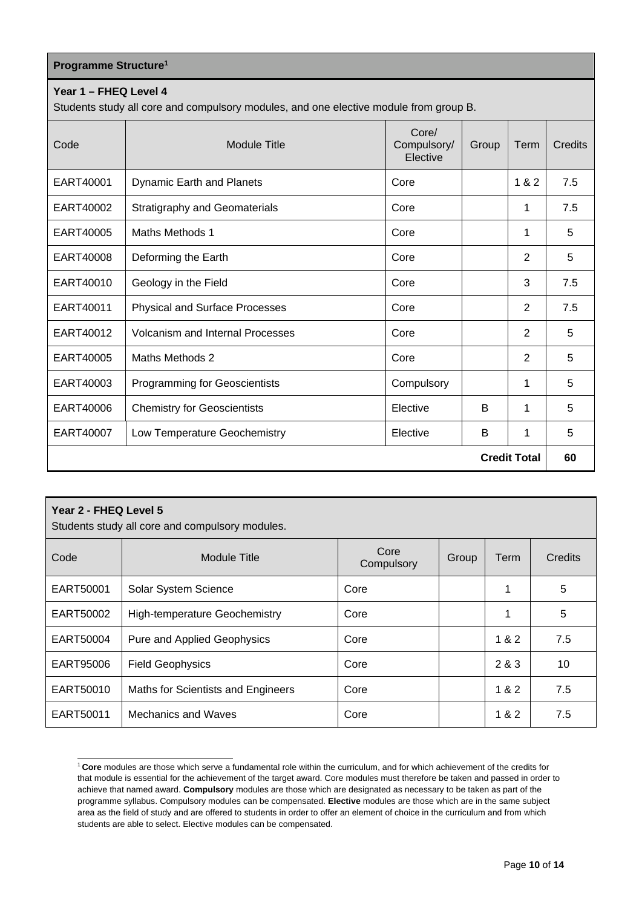## Programme Structure[1]

### Year 1 – FHEQ Level 4

Students study all core and compulsory modules, and one elective module from group B.

| Code | Module Title | Core/ Compulsory/ Elective | Group | Term | Credits |
|---|---|---|---|---|---|
| EART40001 | Dynamic Earth and Planets | Core | | 1 & 2 | 7.5 |
| EART40002 | Stratigraphy and Geomaterials | Core | | 1 | 7.5 |
| EART40005 | Maths Methods 1 | Core | | 1 | 5 |
| EART40008 | Deforming the Earth | Core | | 2 | 5 |
| EART40010 | Geology in the Field | Core | | 3 | 7.5 |
| EART40011 | Physical and Surface Processes | Core | | 2 | 7.5 |
| EART40012 | Volcanism and Internal Processes | Core | | 2 | 5 |
| EART40005 | Maths Methods 2 | Core | | 2 | 5 |
| EART40003 | Programming for Geoscientists | Compulsory | | 1 | 5 |
| EART40006 | Chemistry for Geoscientists | Elective | B | 1 | 5 |
| EART40007 | Low Temperature Geochemistry | Elective | B | 1 | 5 |
| | | | | **Credit Total** | **60** |

### Year 2 - FHEQ Level 5

Students study all core and compulsory modules.

| Code | Module Title | Core Compulsory | Group | Term | Credits |
|---|---|---|---|---|---|
| EART50001 | Solar System Science | Core | | 1 | 5 |
| EART50002 | High-temperature Geochemistry | Core | | 1 | 5 |
| EART50004 | Pure and Applied Geophysics | Core | | 1 & 2 | 7.5 |
| EART95006 | Field Geophysics | Core | | 2 & 3 | 10 |
| EART50010 | Maths for Scientists and Engineers | Core | | 1 & 2 | 7.5 |
| EART50011 | Mechanics and Waves | Core | | 1 & 2 | 7.5 |

[1] **Core** modules are those which serve a fundamental role within the curriculum, and for which achievement of the credits for that module is essential for the achievement of the target award. Core modules must therefore be taken and passed in order to achieve that named award. **Compulsory** modules are those which are designated as necessary to be taken as part of the programme syllabus. Compulsory modules can be compensated. **Elective** modules are those which are in the same subject area as the field of study and are offered to students in order to offer an element of choice in the curriculum and from which students are able to select. Elective modules can be compensated.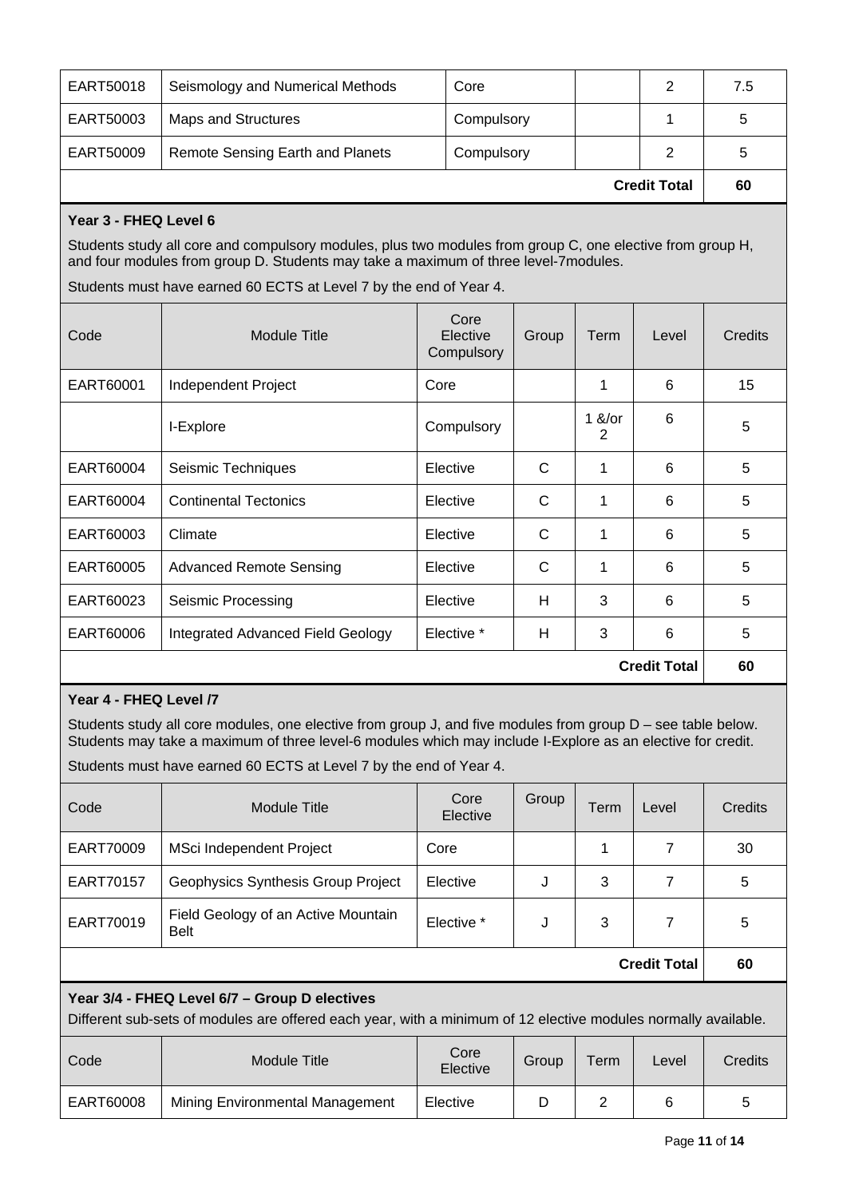| | | | | | |
|---|---|---|---|---|---|
| EART50018 | Seismology and Numerical Methods | Core | | 2 | 7.5 |
| EART50003 | Maps and Structures | Compulsory | | 1 | 5 |
| EART50009 | Remote Sensing Earth and Planets | Compulsory | | 2 | 5 |
| | | | | **Credit Total** | **60** |

### Year 3 - FHEQ Level 6

Students study all core and compulsory modules, plus two modules from group C, one elective from group H, and four modules from group D. Students may take a maximum of three level-7modules.

Students must have earned 60 ECTS at Level 7 by the end of Year 4.

| Code | Module Title | Core Elective Compulsory | Group | Term | Level | Credits |
|---|---|---|---|---|---|---|
| EART60001 | Independent Project | Core | | 1 | 6 | 15 |
| | I-Explore | Compulsory | | 1 &/or 2 | 6 | 5 |
| EART60004 | Seismic Techniques | Elective | C | 1 | 6 | 5 |
| EART60004 | Continental Tectonics | Elective | C | 1 | 6 | 5 |
| EART60003 | Climate | Elective | C | 1 | 6 | 5 |
| EART60005 | Advanced Remote Sensing | Elective | C | 1 | 6 | 5 |
| EART60023 | Seismic Processing | Elective | H | 3 | 6 | 5 |
| EART60006 | Integrated Advanced Field Geology | Elective * | H | 3 | 6 | 5 |
| | | | | | **Credit Total** | **60** |

### Year 4 - FHEQ Level /7

Students study all core modules, one elective from group J, and five modules from group D – see table below. Students may take a maximum of three level-6 modules which may include I-Explore as an elective for credit.

Students must have earned 60 ECTS at Level 7 by the end of Year 4.

| Code | Module Title | Core Elective | Group | Term | Level | Credits |
|---|---|---|---|---|---|---|
| EART70009 | MSci Independent Project | Core | | 1 | 7 | 30 |
| EART70157 | Geophysics Synthesis Group Project | Elective | J | 3 | 7 | 5 |
| EART70019 | Field Geology of an Active Mountain Belt | Elective * | J | 3 | 7 | 5 |
| | | | | | **Credit Total** | **60** |

### Year 3/4 - FHEQ Level 6/7 – Group D electives

Different sub-sets of modules are offered each year, with a minimum of 12 elective modules normally available.

| Code | Module Title | Core Elective | Group | Term | Level | Credits |
|---|---|---|---|---|---|---|
| EART60008 | Mining Environmental Management | Elective | D | 2 | 6 | 5 |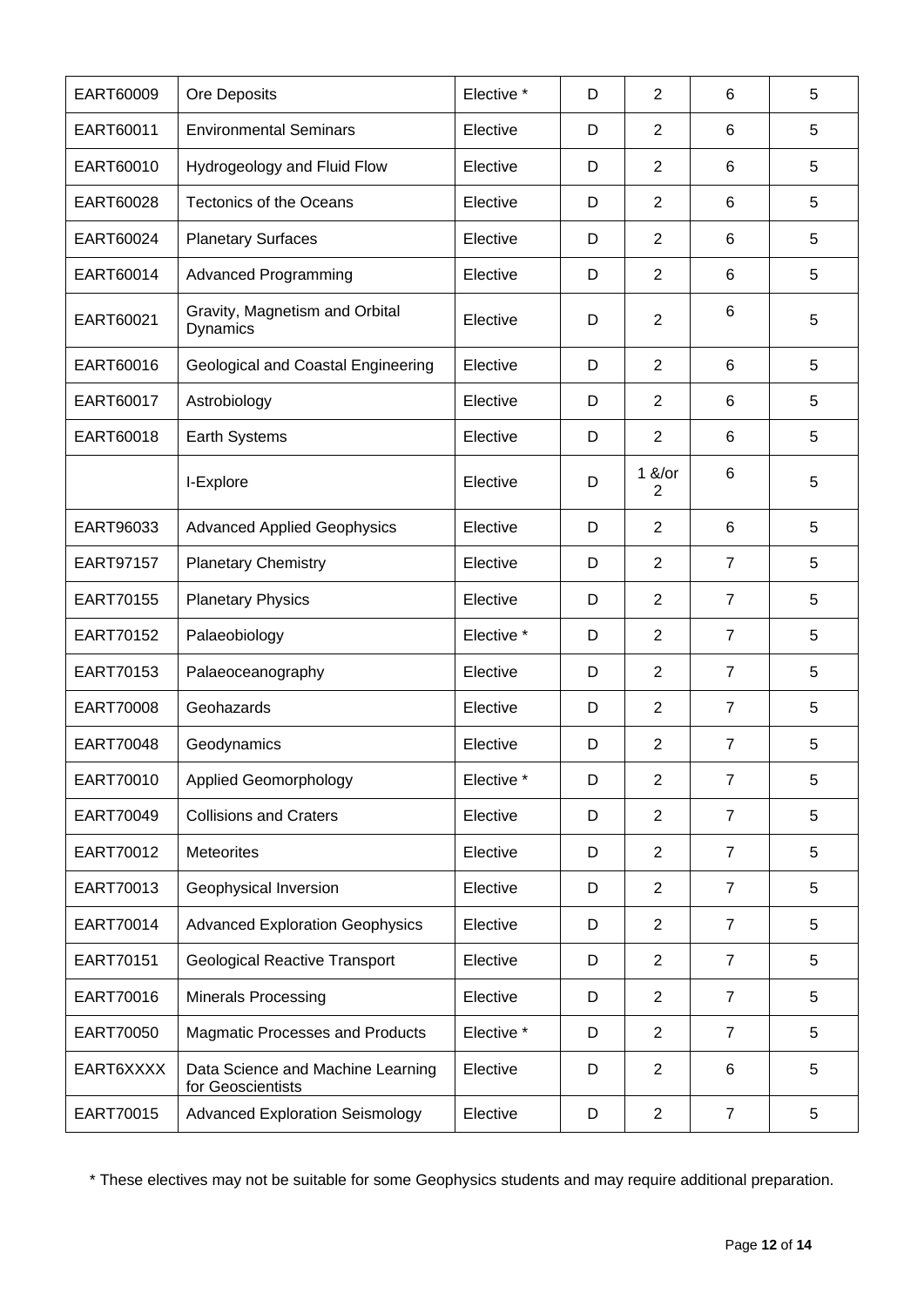| EART60009 | Ore Deposits | Elective * | D | 2 | 6 | 5 |
|---|---|---|---|---|---|---|
| EART60011 | Environmental Seminars | Elective | D | 2 | 6 | 5 |
| EART60010 | Hydrogeology and Fluid Flow | Elective | D | 2 | 6 | 5 |
| EART60028 | Tectonics of the Oceans | Elective | D | 2 | 6 | 5 |
| EART60024 | Planetary Surfaces | Elective | D | 2 | 6 | 5 |
| EART60014 | Advanced Programming | Elective | D | 2 | 6 | 5 |
| EART60021 | Gravity, Magnetism and Orbital Dynamics | Elective | D | 2 | 6 | 5 |
| EART60016 | Geological and Coastal Engineering | Elective | D | 2 | 6 | 5 |
| EART60017 | Astrobiology | Elective | D | 2 | 6 | 5 |
| EART60018 | Earth Systems | Elective | D | 2 | 6 | 5 |
| | I-Explore | Elective | D | 1 &/or 2 | 6 | 5 |
| EART96033 | Advanced Applied Geophysics | Elective | D | 2 | 6 | 5 |
| EART97157 | Planetary Chemistry | Elective | D | 2 | 7 | 5 |
| EART70155 | Planetary Physics | Elective | D | 2 | 7 | 5 |
| EART70152 | Palaeobiology | Elective * | D | 2 | 7 | 5 |
| EART70153 | Palaeoceanography | Elective | D | 2 | 7 | 5 |
| EART70008 | Geohazards | Elective | D | 2 | 7 | 5 |
| EART70048 | Geodynamics | Elective | D | 2 | 7 | 5 |
| EART70010 | Applied Geomorphology | Elective * | D | 2 | 7 | 5 |
| EART70049 | Collisions and Craters | Elective | D | 2 | 7 | 5 |
| EART70012 | Meteorites | Elective | D | 2 | 7 | 5 |
| EART70013 | Geophysical Inversion | Elective | D | 2 | 7 | 5 |
| EART70014 | Advanced Exploration Geophysics | Elective | D | 2 | 7 | 5 |
| EART70151 | Geological Reactive Transport | Elective | D | 2 | 7 | 5 |
| EART70016 | Minerals Processing | Elective | D | 2 | 7 | 5 |
| EART70050 | Magmatic Processes and Products | Elective * | D | 2 | 7 | 5 |
| EART6XXXX | Data Science and Machine Learning for Geoscientists | Elective | D | 2 | 6 | 5 |
| EART70015 | Advanced Exploration Seismology | Elective | D | 2 | 7 | 5 |

* These electives may not be suitable for some Geophysics students and may require additional preparation.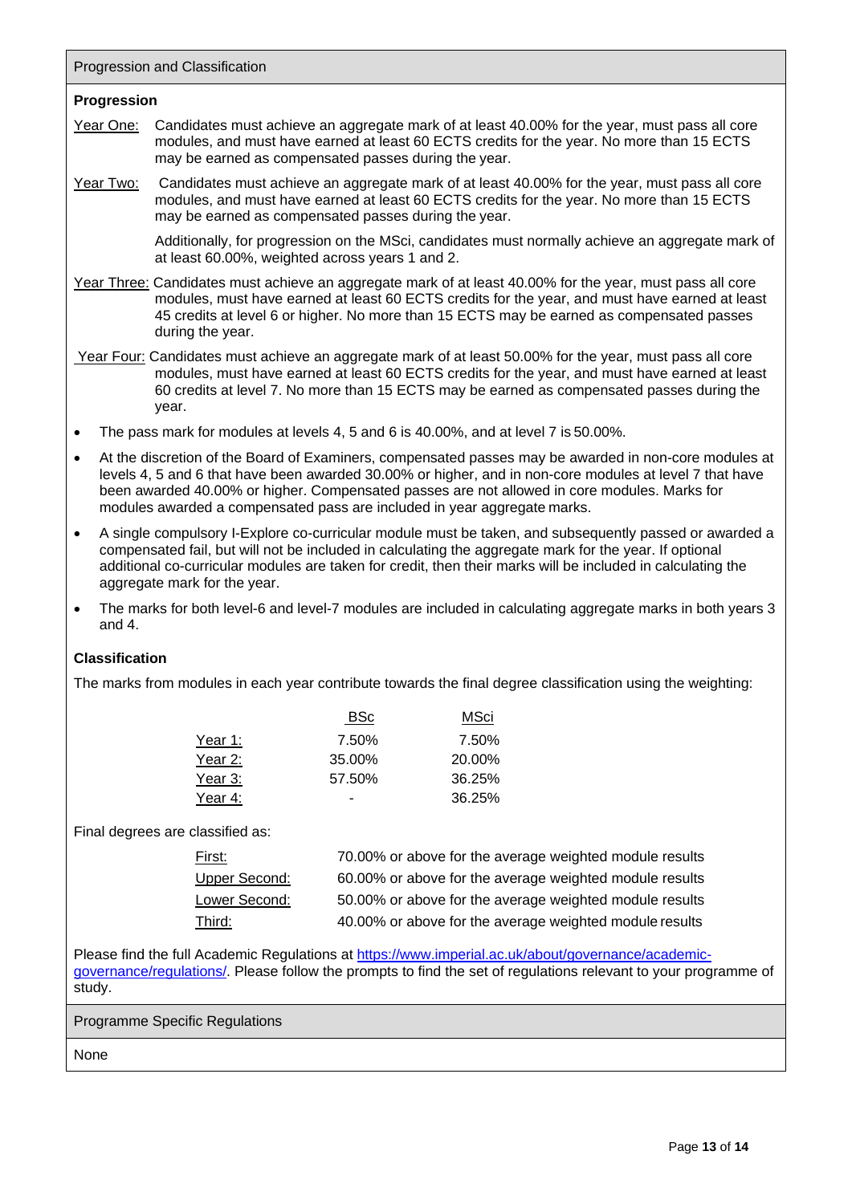## Progression and Classification

### Progression

Year One: Candidates must achieve an aggregate mark of at least 40.00% for the year, must pass all core modules, and must have earned at least 60 ECTS credits for the year. No more than 15 ECTS may be earned as compensated passes during the year.

Year Two: Candidates must achieve an aggregate mark of at least 40.00% for the year, must pass all core modules, and must have earned at least 60 ECTS credits for the year. No more than 15 ECTS may be earned as compensated passes during the year.

Additionally, for progression on the MSci, candidates must normally achieve an aggregate mark of at least 60.00%, weighted across years 1 and 2.

Year Three: Candidates must achieve an aggregate mark of at least 40.00% for the year, must pass all core modules, must have earned at least 60 ECTS credits for the year, and must have earned at least 45 credits at level 6 or higher. No more than 15 ECTS may be earned as compensated passes during the year.

Year Four: Candidates must achieve an aggregate mark of at least 50.00% for the year, must pass all core modules, must have earned at least 60 ECTS credits for the year, and must have earned at least 60 credits at level 7. No more than 15 ECTS may be earned as compensated passes during the year.

- The pass mark for modules at levels 4, 5 and 6 is 40.00%, and at level 7 is 50.00%.
- At the discretion of the Board of Examiners, compensated passes may be awarded in non-core modules at levels 4, 5 and 6 that have been awarded 30.00% or higher, and in non-core modules at level 7 that have been awarded 40.00% or higher. Compensated passes are not allowed in core modules. Marks for modules awarded a compensated pass are included in year aggregate marks.
- A single compulsory I-Explore co-curricular module must be taken, and subsequently passed or awarded a compensated fail, but will not be included in calculating the aggregate mark for the year. If optional additional co-curricular modules are taken for credit, then their marks will be included in calculating the aggregate mark for the year.
- The marks for both level-6 and level-7 modules are included in calculating aggregate marks in both years 3 and 4.

### Classification

The marks from modules in each year contribute towards the final degree classification using the weighting:

| | BSc | MSci |
|---|---|---|
| Year 1: | 7.50% | 7.50% |
| Year 2: | 35.00% | 20.00% |
| Year 3: | 57.50% | 36.25% |
| Year 4: | - | 36.25% |

Final degrees are classified as:

| | |
|---|---|
| First: | 70.00% or above for the average weighted module results |
| Upper Second: | 60.00% or above for the average weighted module results |
| Lower Second: | 50.00% or above for the average weighted module results |
| Third: | 40.00% or above for the average weighted module results |

Please find the full Academic Regulations at https://www.imperial.ac.uk/about/governance/academic-governance/regulations/. Please follow the prompts to find the set of regulations relevant to your programme of study.

## Programme Specific Regulations

None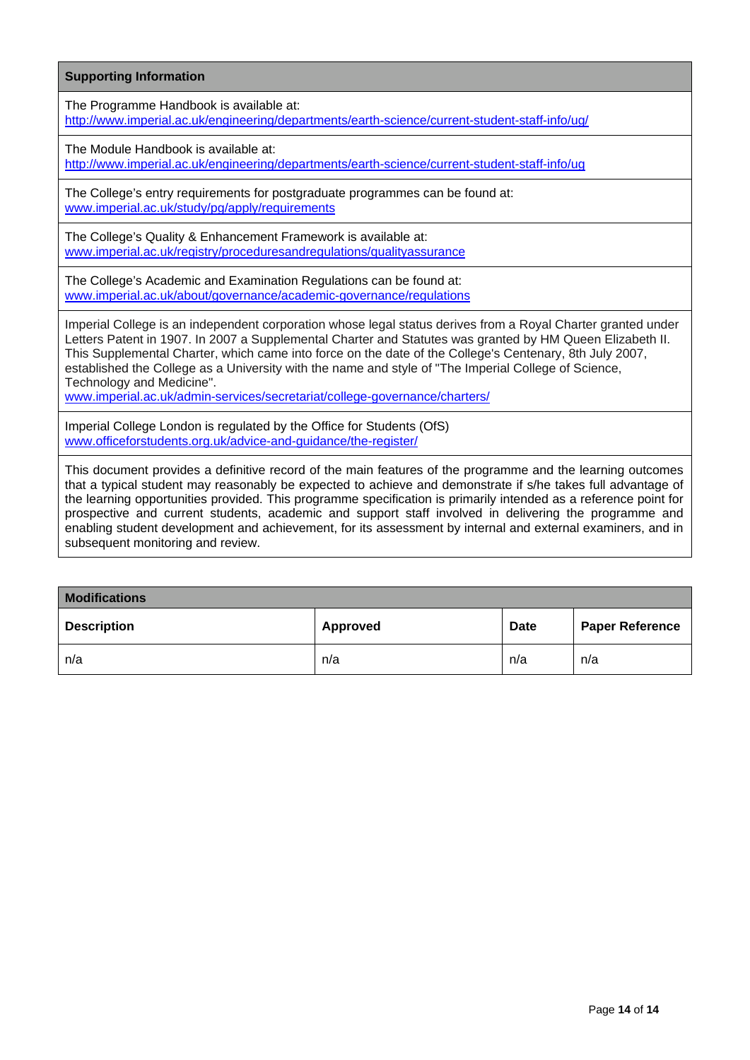## Supporting Information

The Programme Handbook is available at:
http://www.imperial.ac.uk/engineering/departments/earth-science/current-student-staff-info/ug/

The Module Handbook is available at:
http://www.imperial.ac.uk/engineering/departments/earth-science/current-student-staff-info/ug

The College's entry requirements for postgraduate programmes can be found at:
www.imperial.ac.uk/study/pg/apply/requirements

The College's Quality & Enhancement Framework is available at:
www.imperial.ac.uk/registry/proceduresandregulations/qualityassurance

The College's Academic and Examination Regulations can be found at:
www.imperial.ac.uk/about/governance/academic-governance/regulations

Imperial College is an independent corporation whose legal status derives from a Royal Charter granted under Letters Patent in 1907. In 2007 a Supplemental Charter and Statutes was granted by HM Queen Elizabeth II. This Supplemental Charter, which came into force on the date of the College's Centenary, 8th July 2007, established the College as a University with the name and style of "The Imperial College of Science, Technology and Medicine".
www.imperial.ac.uk/admin-services/secretariat/college-governance/charters/

Imperial College London is regulated by the Office for Students (OfS)
www.officeforstudents.org.uk/advice-and-guidance/the-register/

This document provides a definitive record of the main features of the programme and the learning outcomes that a typical student may reasonably be expected to achieve and demonstrate if s/he takes full advantage of the learning opportunities provided. This programme specification is primarily intended as a reference point for prospective and current students, academic and support staff involved in delivering the programme and enabling student development and achievement, for its assessment by internal and external examiners, and in subsequent monitoring and review.

## Modifications

| Description | Approved | Date | Paper Reference |
|---|---|---|---|
| n/a | n/a | n/a | n/a |